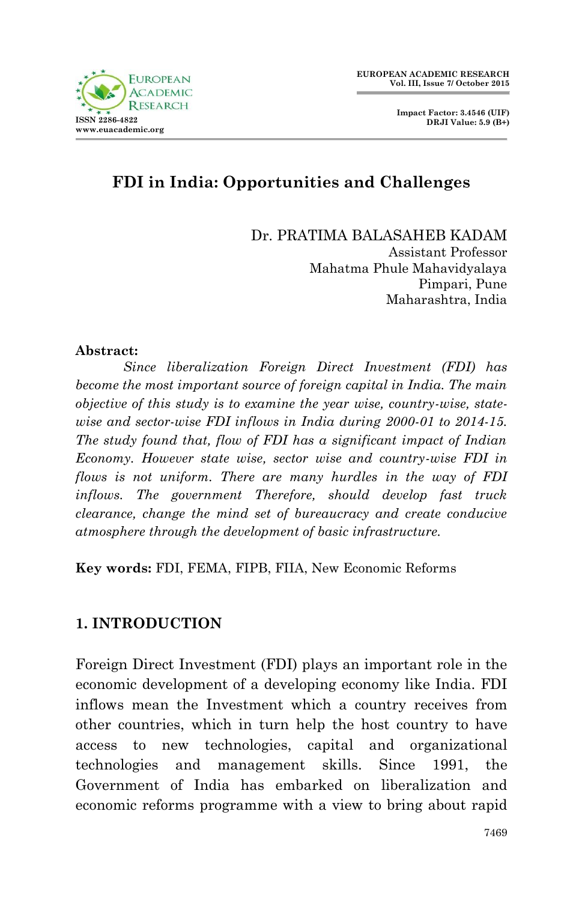# FDI in India: Opportunities and Challenges

Dr. PRATIMA BALASAHEB KADAM
Assistant Professor
Mahatma Phule Mahavidyalaya
Pimpari, Pune
Maharashtra, India

**Abstract:**

*Since liberalization Foreign Direct Investment (FDI) has become the most important source of foreign capital in India. The main objective of this study is to examine the year wise, country-wise, state-wise and sector-wise FDI inflows in India during 2000-01 to 2014-15. The study found that, flow of FDI has a significant impact of Indian Economy. However state wise, sector wise and country-wise FDI in flows is not uniform. There are many hurdles in the way of FDI inflows. The government Therefore, should develop fast truck clearance, change the mind set of bureaucracy and create conducive atmosphere through the development of basic infrastructure.*

**Key words:** FDI, FEMA, FIPB, FIIA, New Economic Reforms

## 1. INTRODUCTION

Foreign Direct Investment (FDI) plays an important role in the economic development of a developing economy like India. FDI inflows mean the Investment which a country receives from other countries, which in turn help the host country to have access to new technologies, capital and organizational technologies and management skills. Since 1991, the Government of India has embarked on liberalization and economic reforms programme with a view to bring about rapid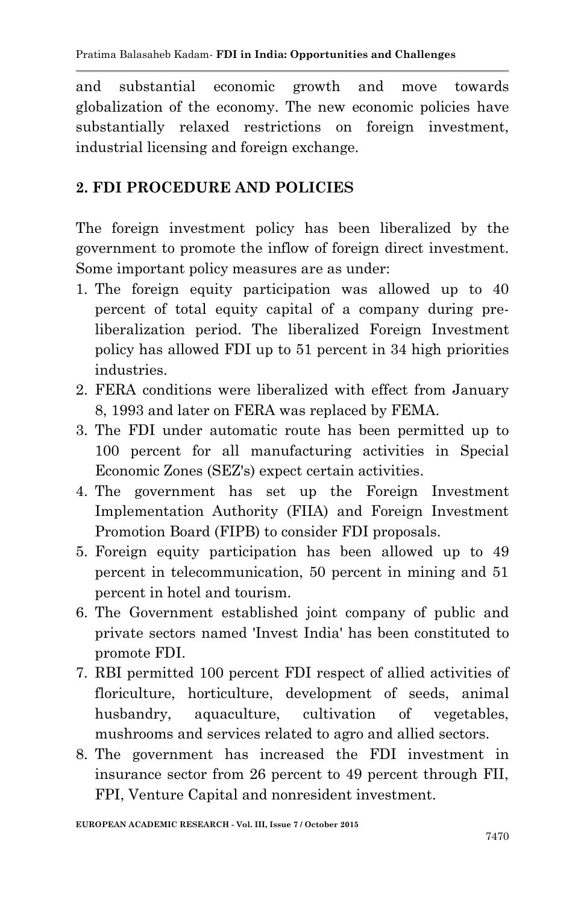and substantial economic growth and move towards globalization of the economy. The new economic policies have substantially relaxed restrictions on foreign investment, industrial licensing and foreign exchange.

## 2. FDI PROCEDURE AND POLICIES

The foreign investment policy has been liberalized by the government to promote the inflow of foreign direct investment. Some important policy measures are as under:

1. The foreign equity participation was allowed up to 40 percent of total equity capital of a company during pre-liberalization period. The liberalized Foreign Investment policy has allowed FDI up to 51 percent in 34 high priorities industries.
2. FERA conditions were liberalized with effect from January 8, 1993 and later on FERA was replaced by FEMA.
3. The FDI under automatic route has been permitted up to 100 percent for all manufacturing activities in Special Economic Zones (SEZ's) expect certain activities.
4. The government has set up the Foreign Investment Implementation Authority (FIIA) and Foreign Investment Promotion Board (FIPB) to consider FDI proposals.
5. Foreign equity participation has been allowed up to 49 percent in telecommunication, 50 percent in mining and 51 percent in hotel and tourism.
6. The Government established joint company of public and private sectors named 'Invest India' has been constituted to promote FDI.
7. RBI permitted 100 percent FDI respect of allied activities of floriculture, horticulture, development of seeds, animal husbandry, aquaculture, cultivation of vegetables, mushrooms and services related to agro and allied sectors.
8. The government has increased the FDI investment in insurance sector from 26 percent to 49 percent through FII, FPI, Venture Capital and nonresident investment.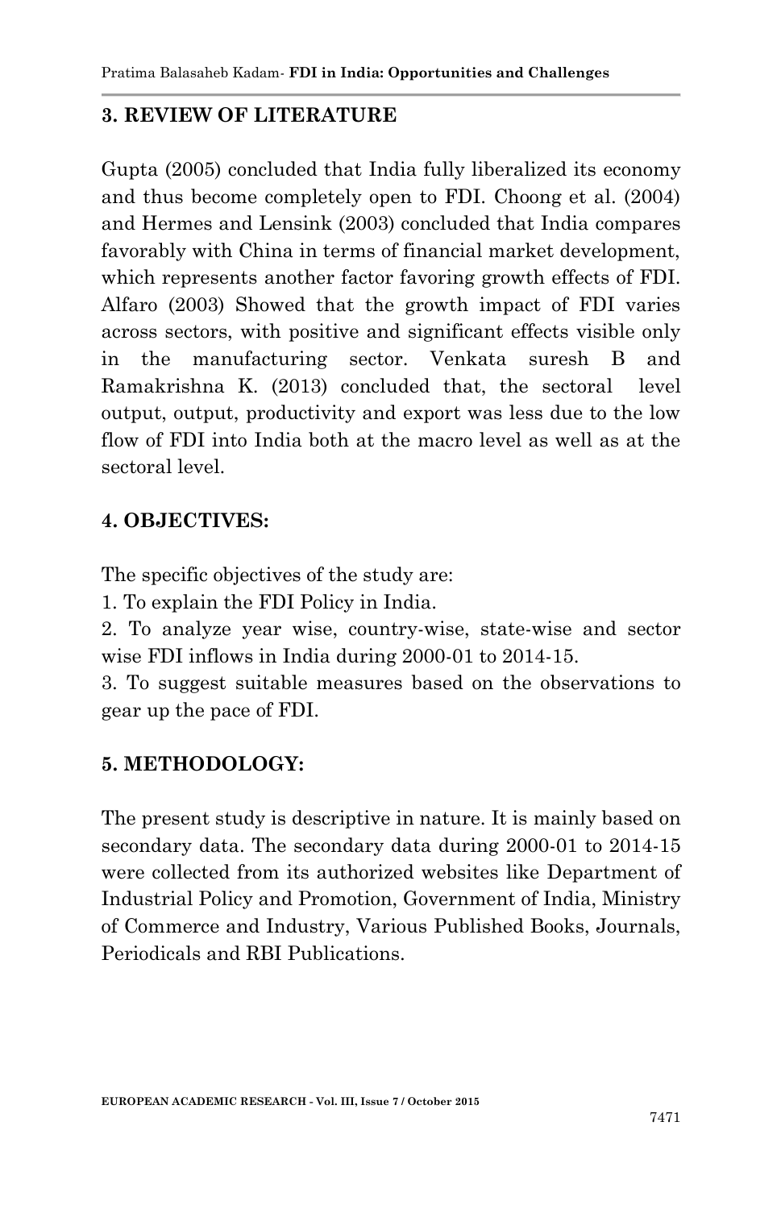## 3. REVIEW OF LITERATURE

Gupta (2005) concluded that India fully liberalized its economy and thus become completely open to FDI. Choong et al. (2004) and Hermes and Lensink (2003) concluded that India compares favorably with China in terms of financial market development, which represents another factor favoring growth effects of FDI. Alfaro (2003) Showed that the growth impact of FDI varies across sectors, with positive and significant effects visible only in the manufacturing sector. Venkata suresh B and Ramakrishna K. (2013) concluded that, the sectoral level output, output, productivity and export was less due to the low flow of FDI into India both at the macro level as well as at the sectoral level.

## 4. OBJECTIVES:

The specific objectives of the study are:

1. To explain the FDI Policy in India.
2. To analyze year wise, country-wise, state-wise and sector wise FDI inflows in India during 2000-01 to 2014-15.
3. To suggest suitable measures based on the observations to gear up the pace of FDI.

## 5. METHODOLOGY:

The present study is descriptive in nature. It is mainly based on secondary data. The secondary data during 2000-01 to 2014-15 were collected from its authorized websites like Department of Industrial Policy and Promotion, Government of India, Ministry of Commerce and Industry, Various Published Books, Journals, Periodicals and RBI Publications.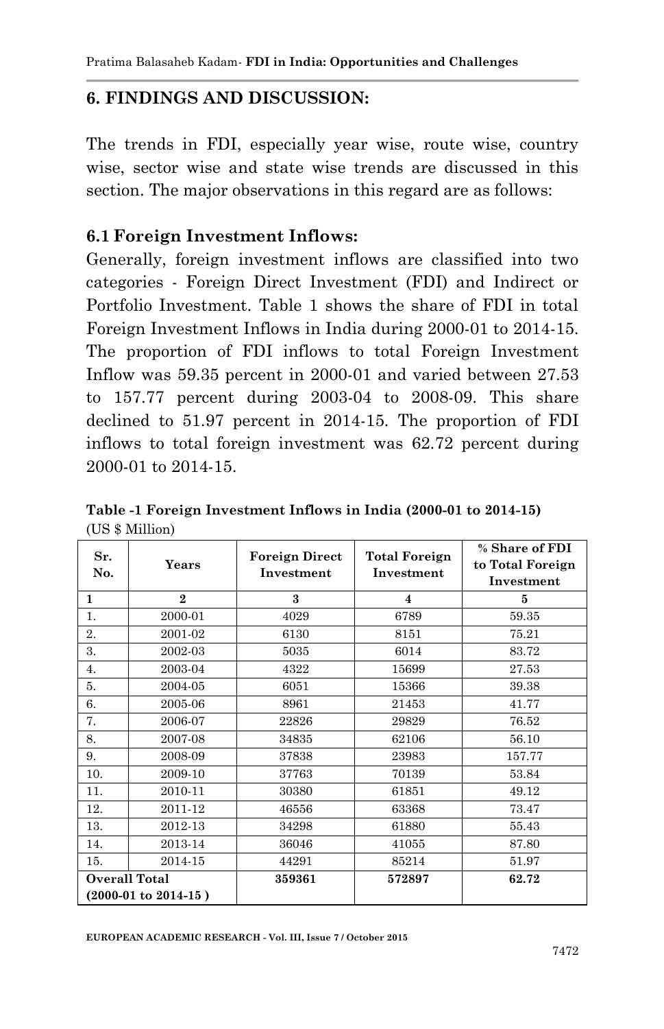## 6. FINDINGS AND DISCUSSION:

The trends in FDI, especially year wise, route wise, country wise, sector wise and state wise trends are discussed in this section. The major observations in this regard are as follows:

### 6.1 Foreign Investment Inflows:

Generally, foreign investment inflows are classified into two categories - Foreign Direct Investment (FDI) and Indirect or Portfolio Investment. Table 1 shows the share of FDI in total Foreign Investment Inflows in India during 2000-01 to 2014-15. The proportion of FDI inflows to total Foreign Investment Inflow was 59.35 percent in 2000-01 and varied between 27.53 to 157.77 percent during 2003-04 to 2008-09. This share declined to 51.97 percent in 2014-15. The proportion of FDI inflows to total foreign investment was 62.72 percent during 2000-01 to 2014-15.

**Table -1 Foreign Investment Inflows in India (2000-01 to 2014-15)**
(US $ Million)

| Sr. No. | Years | Foreign Direct Investment | Total Foreign Investment | % Share of FDI to Total Foreign Investment |
|---|---|---|---|---|
| 1 | 2 | 3 | 4 | 5 |
| 1. | 2000-01 | 4029 | 6789 | 59.35 |
| 2. | 2001-02 | 6130 | 8151 | 75.21 |
| 3. | 2002-03 | 5035 | 6014 | 83.72 |
| 4. | 2003-04 | 4322 | 15699 | 27.53 |
| 5. | 2004-05 | 6051 | 15366 | 39.38 |
| 6. | 2005-06 | 8961 | 21453 | 41.77 |
| 7. | 2006-07 | 22826 | 29829 | 76.52 |
| 8. | 2007-08 | 34835 | 62106 | 56.10 |
| 9. | 2008-09 | 37838 | 23983 | 157.77 |
| 10. | 2009-10 | 37763 | 70139 | 53.84 |
| 11. | 2010-11 | 30380 | 61851 | 49.12 |
| 12. | 2011-12 | 46556 | 63368 | 73.47 |
| 13. | 2012-13 | 34298 | 61880 | 55.43 |
| 14. | 2013-14 | 36046 | 41055 | 87.80 |
| 15. | 2014-15 | 44291 | 85214 | 51.97 |
| **Overall Total (2000-01 to 2014-15 )** | | **359361** | **572897** | **62.72** |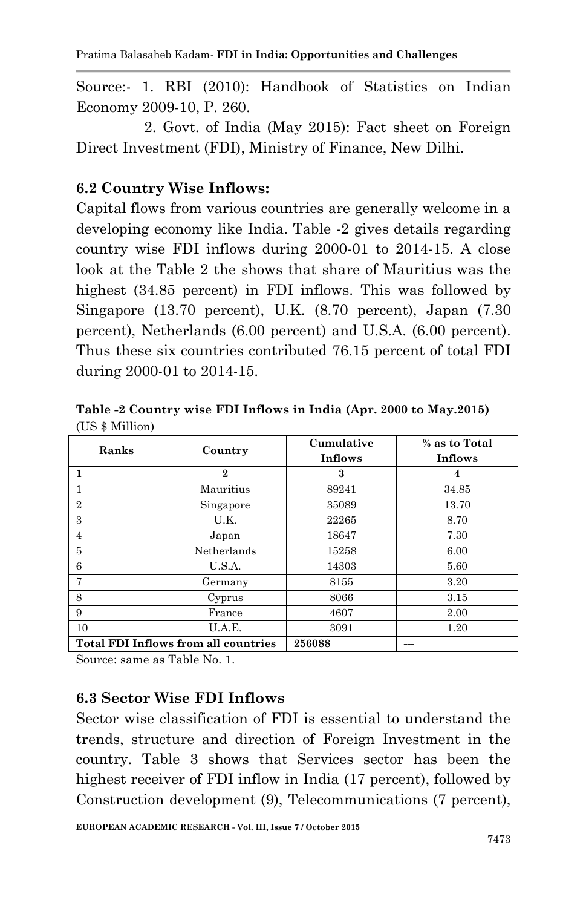Source:- 1. RBI (2010): Handbook of Statistics on Indian Economy 2009-10, P. 260.

2. Govt. of India (May 2015): Fact sheet on Foreign Direct Investment (FDI), Ministry of Finance, New Dilhi.

### 6.2 Country Wise Inflows:

Capital flows from various countries are generally welcome in a developing economy like India. Table -2 gives details regarding country wise FDI inflows during 2000-01 to 2014-15. A close look at the Table 2 the shows that share of Mauritius was the highest (34.85 percent) in FDI inflows. This was followed by Singapore (13.70 percent), U.K. (8.70 percent), Japan (7.30 percent), Netherlands (6.00 percent) and U.S.A. (6.00 percent). Thus these six countries contributed 76.15 percent of total FDI during 2000-01 to 2014-15.

**Table -2 Country wise FDI Inflows in India (Apr. 2000 to May.2015)**
(US $ Million)

| Ranks | Country | Cumulative Inflows | % as to Total Inflows |
|---|---|---|---|
| **1** | **2** | **3** | **4** |
| 1 | Mauritius | 89241 | 34.85 |
| 2 | Singapore | 35089 | 13.70 |
| 3 | U.K. | 22265 | 8.70 |
| 4 | Japan | 18647 | 7.30 |
| 5 | Netherlands | 15258 | 6.00 |
| 6 | U.S.A. | 14303 | 5.60 |
| 7 | Germany | 8155 | 3.20 |
| 8 | Cyprus | 8066 | 3.15 |
| 9 | France | 4607 | 2.00 |
| 10 | U.A.E. | 3091 | 1.20 |
| **Total FDI Inflows from all countries** | | **256088** | **---** |

Source: same as Table No. 1.

### 6.3 Sector Wise FDI Inflows

Sector wise classification of FDI is essential to understand the trends, structure and direction of Foreign Investment in the country. Table 3 shows that Services sector has been the highest receiver of FDI inflow in India (17 percent), followed by Construction development (9), Telecommunications (7 percent),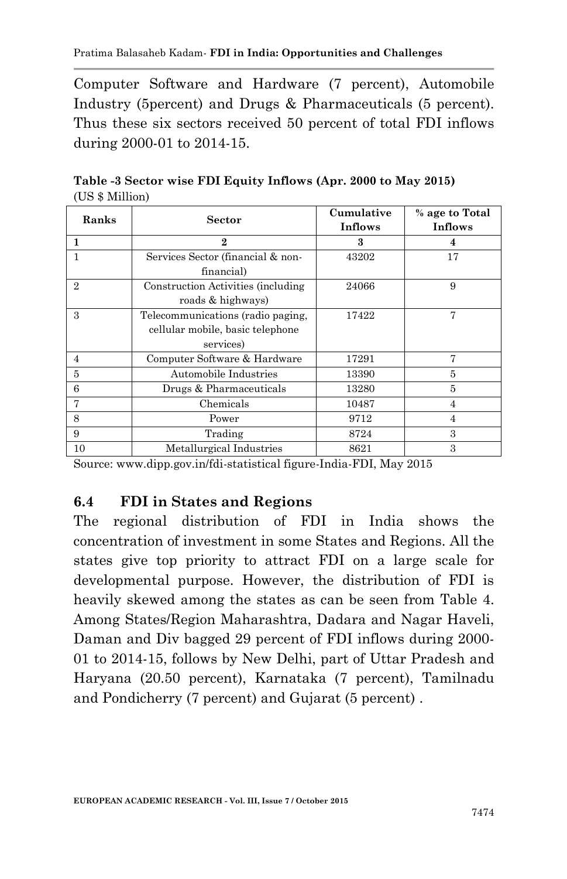Computer Software and Hardware (7 percent), Automobile Industry (5percent) and Drugs & Pharmaceuticals (5 percent). Thus these six sectors received 50 percent of total FDI inflows during 2000-01 to 2014-15.

**Table -3 Sector wise FDI Equity Inflows (Apr. 2000 to May 2015)**
(US $ Million)

| Ranks | Sector | Cumulative Inflows | % age to Total Inflows |
|---|---|---|---|
| **1** | **2** | **3** | **4** |
| 1 | Services Sector (financial & non-financial) | 43202 | 17 |
| 2 | Construction Activities (including roads & highways) | 24066 | 9 |
| 3 | Telecommunications (radio paging, cellular mobile, basic telephone services) | 17422 | 7 |
| 4 | Computer Software & Hardware | 17291 | 7 |
| 5 | Automobile Industries | 13390 | 5 |
| 6 | Drugs & Pharmaceuticals | 13280 | 5 |
| 7 | Chemicals | 10487 | 4 |
| 8 | Power | 9712 | 4 |
| 9 | Trading | 8724 | 3 |
| 10 | Metallurgical Industries | 8621 | 3 |

Source: www.dipp.gov.in/fdi-statistical figure-India-FDI, May 2015

## 6.4 FDI in States and Regions

The regional distribution of FDI in India shows the concentration of investment in some States and Regions. All the states give top priority to attract FDI on a large scale for developmental purpose. However, the distribution of FDI is heavily skewed among the states as can be seen from Table 4. Among States/Region Maharashtra, Dadara and Nagar Haveli, Daman and Div bagged 29 percent of FDI inflows during 2000-01 to 2014-15, follows by New Delhi, part of Uttar Pradesh and Haryana (20.50 percent), Karnataka (7 percent), Tamilnadu and Pondicherry (7 percent) and Gujarat (5 percent) .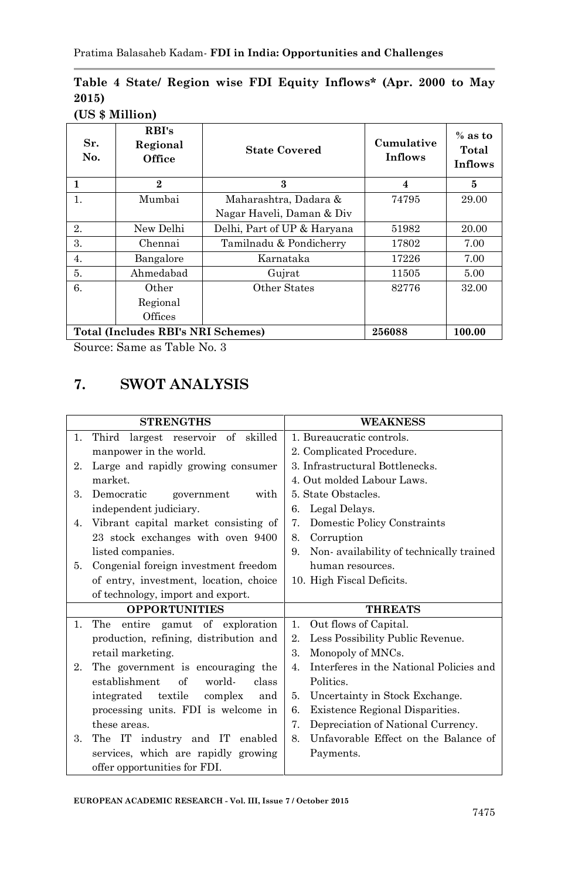**Table 4 State/ Region wise FDI Equity Inflows* (Apr. 2000 to May 2015)**

**(US $ Million)**

| Sr. No. | RBI's Regional Office | State Covered | Cumulative Inflows | % as to Total Inflows |
|---|---|---|---|---|
| **1** | **2** | **3** | **4** | **5** |
| 1. | Mumbai | Maharashtra, Dadara & Nagar Haveli, Daman & Div | 74795 | 29.00 |
| 2. | New Delhi | Delhi, Part of UP & Haryana | 51982 | 20.00 |
| 3. | Chennai | Tamilnadu & Pondicherry | 17802 | 7.00 |
| 4. | Bangalore | Karnataka | 17226 | 7.00 |
| 5. | Ahmedabad | Gujrat | 11505 | 5.00 |
| 6. | Other Regional Offices | Other States | 82776 | 32.00 |
| **Total (Includes RBI's NRI Schemes)** | | | **256088** | **100.00** |

Source: Same as Table No. 3

## 7. SWOT ANALYSIS

| STRENGTHS | WEAKNESS |
|---|---|
| 1. Third largest reservoir of skilled manpower in the world.<br>2. Large and rapidly growing consumer market.<br>3. Democratic government with independent judiciary.<br>4. Vibrant capital market consisting of 23 stock exchanges with oven 9400 listed companies.<br>5. Congenial foreign investment freedom of entry, investment, location, choice of technology, import and export. | 1. Bureaucratic controls.<br>2. Complicated Procedure.<br>3. Infrastructural Bottlenecks.<br>4. Out molded Labour Laws.<br>5. State Obstacles.<br>6. Legal Delays.<br>7. Domestic Policy Constraints<br>8. Corruption<br>9. Non- availability of technically trained human resources.<br>10. High Fiscal Deficits. |
| **OPPORTUNITIES** | **THREATS** |
| 1. The entire gamut of exploration production, refining, distribution and retail marketing.<br>2. The government is encouraging the establishment of world- class integrated textile complex and processing units. FDI is welcome in these areas.<br>3. The IT industry and IT enabled services, which are rapidly growing offer opportunities for FDI. | 1. Out flows of Capital.<br>2. Less Possibility Public Revenue.<br>3. Monopoly of MNCs.<br>4. Interferes in the National Policies and Politics.<br>5. Uncertainty in Stock Exchange.<br>6. Existence Regional Disparities.<br>7. Depreciation of National Currency.<br>8. Unfavorable Effect on the Balance of Payments. |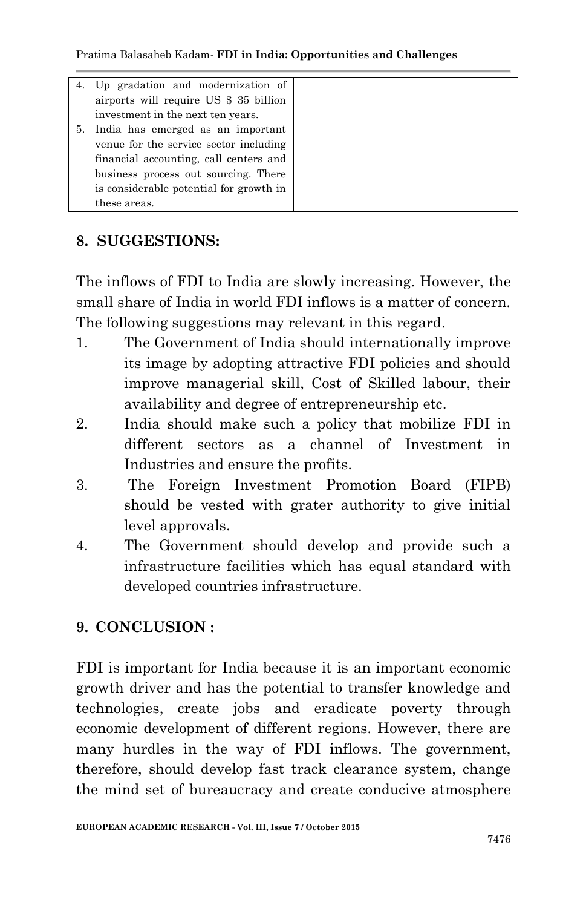| 4. Up gradation and modernization of airports will require US $ 35 billion investment in the next ten years.<br>5. India has emerged as an important venue for the service sector including financial accounting, call centers and business process out sourcing. There is considerable potential for growth in these areas. | |
|---|---|

## 8. SUGGESTIONS:

The inflows of FDI to India are slowly increasing. However, the small share of India in world FDI inflows is a matter of concern. The following suggestions may relevant in this regard.

1. The Government of India should internationally improve its image by adopting attractive FDI policies and should improve managerial skill, Cost of Skilled labour, their availability and degree of entrepreneurship etc.
2. India should make such a policy that mobilize FDI in different sectors as a channel of Investment in Industries and ensure the profits.
3. The Foreign Investment Promotion Board (FIPB) should be vested with grater authority to give initial level approvals.
4. The Government should develop and provide such a infrastructure facilities which has equal standard with developed countries infrastructure.

## 9. CONCLUSION :

FDI is important for India because it is an important economic growth driver and has the potential to transfer knowledge and technologies, create jobs and eradicate poverty through economic development of different regions. However, there are many hurdles in the way of FDI inflows. The government, therefore, should develop fast track clearance system, change the mind set of bureaucracy and create conducive atmosphere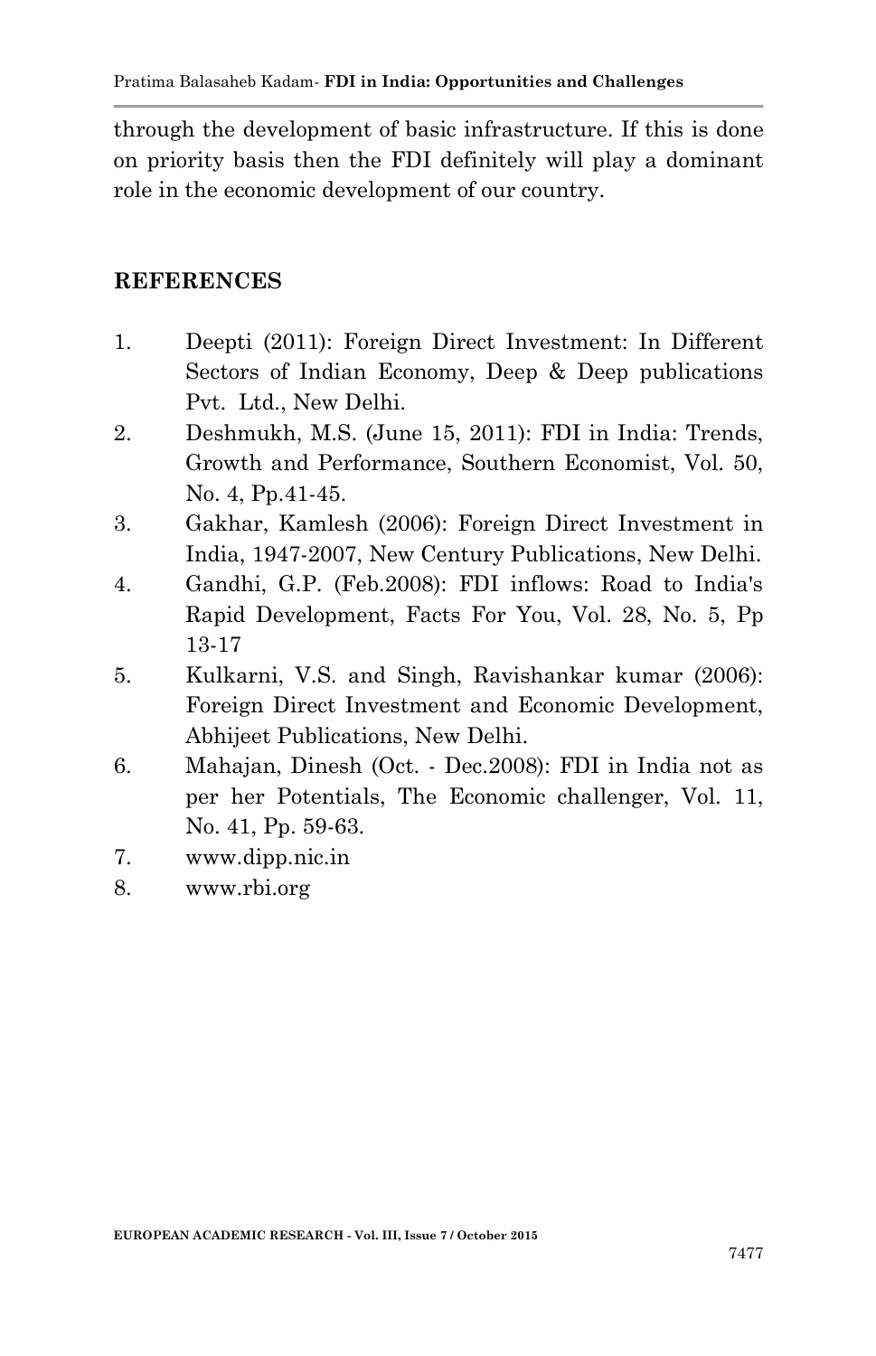through the development of basic infrastructure. If this is done on priority basis then the FDI definitely will play a dominant role in the economic development of our country.

## REFERENCES

1. Deepti (2011): Foreign Direct Investment: In Different Sectors of Indian Economy, Deep & Deep publications Pvt. Ltd., New Delhi.
2. Deshmukh, M.S. (June 15, 2011): FDI in India: Trends, Growth and Performance, Southern Economist, Vol. 50, No. 4, Pp.41-45.
3. Gakhar, Kamlesh (2006): Foreign Direct Investment in India, 1947-2007, New Century Publications, New Delhi.
4. Gandhi, G.P. (Feb.2008): FDI inflows: Road to India's Rapid Development, Facts For You, Vol. 28, No. 5, Pp 13-17
5. Kulkarni, V.S. and Singh, Ravishankar kumar (2006): Foreign Direct Investment and Economic Development, Abhijeet Publications, New Delhi.
6. Mahajan, Dinesh (Oct. - Dec.2008): FDI in India not as per her Potentials, The Economic challenger, Vol. 11, No. 41, Pp. 59-63.
7. www.dipp.nic.in
8. www.rbi.org